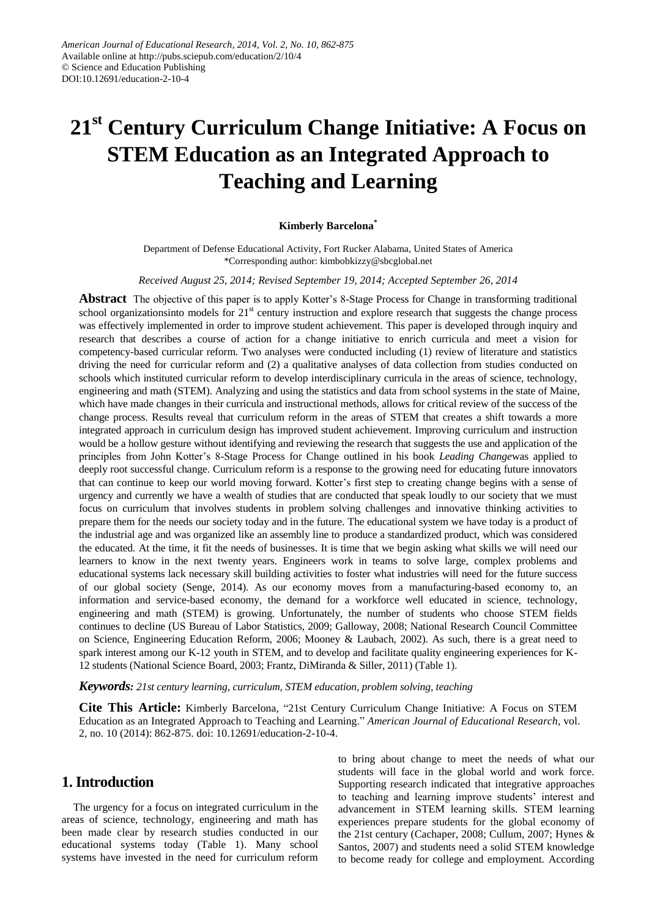American Journal of Educational Research, 2014, Vol. 2, No. 10, 862-875
Available online at http://pubs.sciepub.com/education/2/10/4
© Science and Education Publishing
DOI:10.12691/education-2-10-4

# 21st Century Curriculum Change Initiative: A Focus on STEM Education as an Integrated Approach to Teaching and Learning

**Kimberly Barcelona***

Department of Defense Educational Activity, Fort Rucker Alabama, United States of America
*Corresponding author: kimbobkizzy@sbcglobal.net

*Received August 25, 2014; Revised September 19, 2014; Accepted September 26, 2014*

**Abstract** The objective of this paper is to apply Kotter's 8-Stage Process for Change in transforming traditional school organizationsinto models for 21st century instruction and explore research that suggests the change process was effectively implemented in order to improve student achievement. This paper is developed through inquiry and research that describes a course of action for a change initiative to enrich curricula and meet a vision for competency-based curricular reform. Two analyses were conducted including (1) review of literature and statistics driving the need for curricular reform and (2) a qualitative analyses of data collection from studies conducted on schools which instituted curricular reform to develop interdisciplinary curricula in the areas of science, technology, engineering and math (STEM). Analyzing and using the statistics and data from school systems in the state of Maine, which have made changes in their curricula and instructional methods, allows for critical review of the success of the change process. Results reveal that curriculum reform in the areas of STEM that creates a shift towards a more integrated approach in curriculum design has improved student achievement. Improving curriculum and instruction would be a hollow gesture without identifying and reviewing the research that suggests the use and application of the principles from John Kotter's 8-Stage Process for Change outlined in his book *Leading Change*was applied to deeply root successful change. Curriculum reform is a response to the growing need for educating future innovators that can continue to keep our world moving forward. Kotter's first step to creating change begins with a sense of urgency and currently we have a wealth of studies that are conducted that speak loudly to our society that we must focus on curriculum that involves students in problem solving challenges and innovative thinking activities to prepare them for the needs our society today and in the future. The educational system we have today is a product of the industrial age and was organized like an assembly line to produce a standardized product, which was considered the educated. At the time, it fit the needs of businesses. It is time that we begin asking what skills we will need our learners to know in the next twenty years. Engineers work in teams to solve large, complex problems and educational systems lack necessary skill building activities to foster what industries will need for the future success of our global society (Senge, 2014). As our economy moves from a manufacturing-based economy to, an information and service-based economy, the demand for a workforce well educated in science, technology, engineering and math (STEM) is growing. Unfortunately, the number of students who choose STEM fields continues to decline (US Bureau of Labor Statistics, 2009; Galloway, 2008; National Research Council Committee on Science, Engineering Education Reform, 2006; Mooney & Laubach, 2002). As such, there is a great need to spark interest among our K-12 youth in STEM, and to develop and facilitate quality engineering experiences for K-12 students (National Science Board, 2003; Frantz, DiMiranda & Siller, 2011) (Table 1).

***Keywords:*** *21st century learning, curriculum, STEM education, problem solving, teaching*

**Cite This Article:** Kimberly Barcelona, "21st Century Curriculum Change Initiative: A Focus on STEM Education as an Integrated Approach to Teaching and Learning." *American Journal of Educational Research*, vol. 2, no. 10 (2014): 862-875. doi: 10.12691/education-2-10-4.

## 1. Introduction

The urgency for a focus on integrated curriculum in the areas of science, technology, engineering and math has been made clear by research studies conducted in our educational systems today (Table 1). Many school systems have invested in the need for curriculum reform to bring about change to meet the needs of what our students will face in the global world and work force. Supporting research indicated that integrative approaches to teaching and learning improve students' interest and advancement in STEM learning skills. STEM learning experiences prepare students for the global economy of the 21st century (Cachaper, 2008; Cullum, 2007; Hynes & Santos, 2007) and students need a solid STEM knowledge to become ready for college and employment. According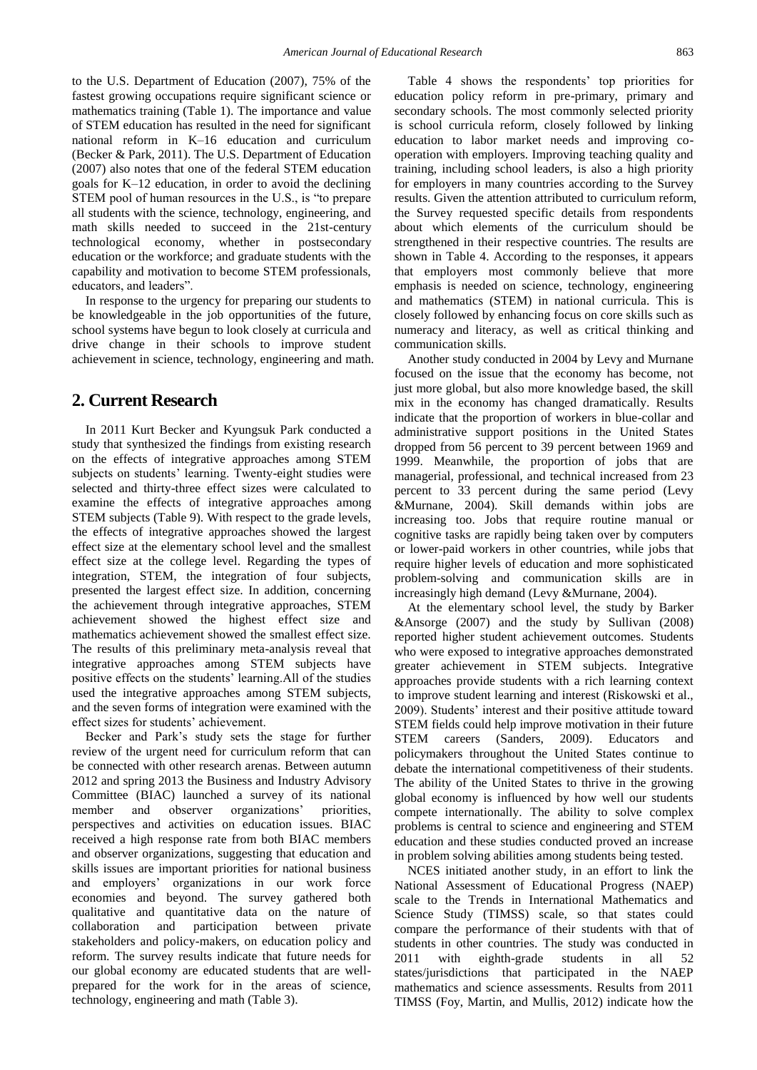to the U.S. Department of Education (2007), 75% of the fastest growing occupations require significant science or mathematics training (Table 1). The importance and value of STEM education has resulted in the need for significant national reform in K–16 education and curriculum (Becker & Park, 2011). The U.S. Department of Education (2007) also notes that one of the federal STEM education goals for K–12 education, in order to avoid the declining STEM pool of human resources in the U.S., is "to prepare all students with the science, technology, engineering, and math skills needed to succeed in the 21st-century technological economy, whether in postsecondary education or the workforce; and graduate students with the capability and motivation to become STEM professionals, educators, and leaders".

In response to the urgency for preparing our students to be knowledgeable in the job opportunities of the future, school systems have begun to look closely at curricula and drive change in their schools to improve student achievement in science, technology, engineering and math.

## 2. Current Research

In 2011 Kurt Becker and Kyungsuk Park conducted a study that synthesized the findings from existing research on the effects of integrative approaches among STEM subjects on students' learning. Twenty-eight studies were selected and thirty-three effect sizes were calculated to examine the effects of integrative approaches among STEM subjects (Table 9). With respect to the grade levels, the effects of integrative approaches showed the largest effect size at the elementary school level and the smallest effect size at the college level. Regarding the types of integration, STEM, the integration of four subjects, presented the largest effect size. In addition, concerning the achievement through integrative approaches, STEM achievement showed the highest effect size and mathematics achievement showed the smallest effect size. The results of this preliminary meta-analysis reveal that integrative approaches among STEM subjects have positive effects on the students' learning.All of the studies used the integrative approaches among STEM subjects, and the seven forms of integration were examined with the effect sizes for students' achievement.

Becker and Park's study sets the stage for further review of the urgent need for curriculum reform that can be connected with other research arenas. Between autumn 2012 and spring 2013 the Business and Industry Advisory Committee (BIAC) launched a survey of its national member and observer organizations' priorities, perspectives and activities on education issues. BIAC received a high response rate from both BIAC members and observer organizations, suggesting that education and skills issues are important priorities for national business and employers' organizations in our work force economies and beyond. The survey gathered both qualitative and quantitative data on the nature of collaboration and participation between private stakeholders and policy-makers, on education policy and reform. The survey results indicate that future needs for our global economy are educated students that are well-prepared for the work for in the areas of science, technology, engineering and math (Table 3).

Table 4 shows the respondents' top priorities for education policy reform in pre-primary, primary and secondary schools. The most commonly selected priority is school curricula reform, closely followed by linking education to labor market needs and improving co-operation with employers. Improving teaching quality and training, including school leaders, is also a high priority for employers in many countries according to the Survey results. Given the attention attributed to curriculum reform, the Survey requested specific details from respondents about which elements of the curriculum should be strengthened in their respective countries. The results are shown in Table 4. According to the responses, it appears that employers most commonly believe that more emphasis is needed on science, technology, engineering and mathematics (STEM) in national curricula. This is closely followed by enhancing focus on core skills such as numeracy and literacy, as well as critical thinking and communication skills.

Another study conducted in 2004 by Levy and Murnane focused on the issue that the economy has become, not just more global, but also more knowledge based, the skill mix in the economy has changed dramatically. Results indicate that the proportion of workers in blue-collar and administrative support positions in the United States dropped from 56 percent to 39 percent between 1969 and 1999. Meanwhile, the proportion of jobs that are managerial, professional, and technical increased from 23 percent to 33 percent during the same period (Levy &Murnane, 2004). Skill demands within jobs are increasing too. Jobs that require routine manual or cognitive tasks are rapidly being taken over by computers or lower-paid workers in other countries, while jobs that require higher levels of education and more sophisticated problem-solving and communication skills are in increasingly high demand (Levy &Murnane, 2004).

At the elementary school level, the study by Barker &Ansorge (2007) and the study by Sullivan (2008) reported higher student achievement outcomes. Students who were exposed to integrative approaches demonstrated greater achievement in STEM subjects. Integrative approaches provide students with a rich learning context to improve student learning and interest (Riskowski et al., 2009). Students' interest and their positive attitude toward STEM fields could help improve motivation in their future STEM careers (Sanders, 2009). Educators and policymakers throughout the United States continue to debate the international competitiveness of their students. The ability of the United States to thrive in the growing global economy is influenced by how well our students compete internationally. The ability to solve complex problems is central to science and engineering and STEM education and these studies conducted proved an increase in problem solving abilities among students being tested.

NCES initiated another study, in an effort to link the National Assessment of Educational Progress (NAEP) scale to the Trends in International Mathematics and Science Study (TIMSS) scale, so that states could compare the performance of their students with that of students in other countries. The study was conducted in 2011 with eighth-grade students in all 52 states/jurisdictions that participated in the NAEP mathematics and science assessments. Results from 2011 TIMSS (Foy, Martin, and Mullis, 2012) indicate how the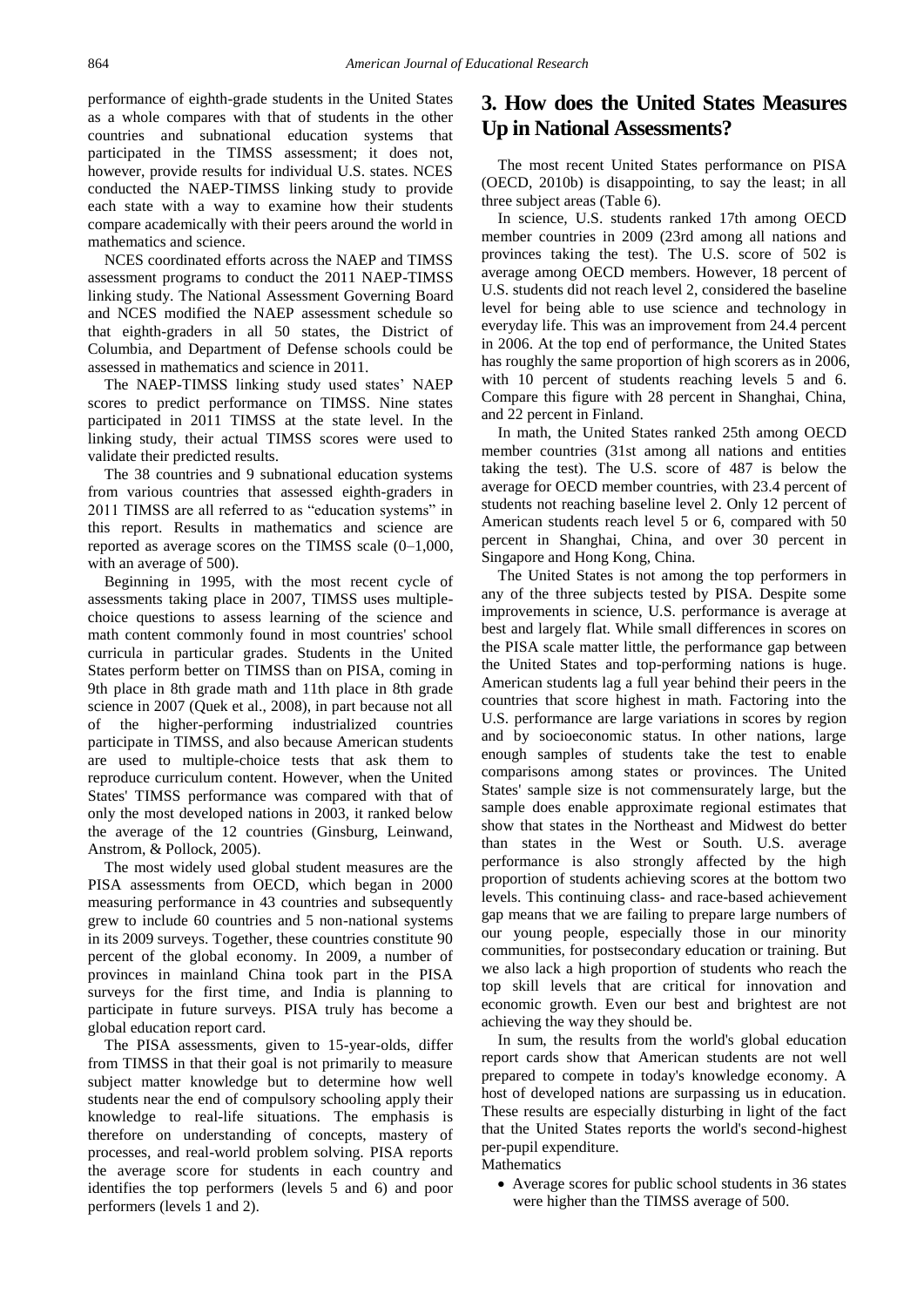performance of eighth-grade students in the United States as a whole compares with that of students in the other countries and subnational education systems that participated in the TIMSS assessment; it does not, however, provide results for individual U.S. states. NCES conducted the NAEP-TIMSS linking study to provide each state with a way to examine how their students compare academically with their peers around the world in mathematics and science.

NCES coordinated efforts across the NAEP and TIMSS assessment programs to conduct the 2011 NAEP-TIMSS linking study. The National Assessment Governing Board and NCES modified the NAEP assessment schedule so that eighth-graders in all 50 states, the District of Columbia, and Department of Defense schools could be assessed in mathematics and science in 2011.

The NAEP-TIMSS linking study used states' NAEP scores to predict performance on TIMSS. Nine states participated in 2011 TIMSS at the state level. In the linking study, their actual TIMSS scores were used to validate their predicted results.

The 38 countries and 9 subnational education systems from various countries that assessed eighth-graders in 2011 TIMSS are all referred to as "education systems" in this report. Results in mathematics and science are reported as average scores on the TIMSS scale (0–1,000, with an average of 500).

Beginning in 1995, with the most recent cycle of assessments taking place in 2007, TIMSS uses multiple-choice questions to assess learning of the science and math content commonly found in most countries' school curricula in particular grades. Students in the United States perform better on TIMSS than on PISA, coming in 9th place in 8th grade math and 11th place in 8th grade science in 2007 (Quek et al., 2008), in part because not all of the higher-performing industrialized countries participate in TIMSS, and also because American students are used to multiple-choice tests that ask them to reproduce curriculum content. However, when the United States' TIMSS performance was compared with that of only the most developed nations in 2003, it ranked below the average of the 12 countries (Ginsburg, Leinwand, Anstrom, & Pollock, 2005).

The most widely used global student measures are the PISA assessments from OECD, which began in 2000 measuring performance in 43 countries and subsequently grew to include 60 countries and 5 non-national systems in its 2009 surveys. Together, these countries constitute 90 percent of the global economy. In 2009, a number of provinces in mainland China took part in the PISA surveys for the first time, and India is planning to participate in future surveys. PISA truly has become a global education report card.

The PISA assessments, given to 15-year-olds, differ from TIMSS in that their goal is not primarily to measure subject matter knowledge but to determine how well students near the end of compulsory schooling apply their knowledge to real-life situations. The emphasis is therefore on understanding of concepts, mastery of processes, and real-world problem solving. PISA reports the average score for students in each country and identifies the top performers (levels 5 and 6) and poor performers (levels 1 and 2).

## 3. How does the United States Measures Up in National Assessments?

The most recent United States performance on PISA (OECD, 2010b) is disappointing, to say the least; in all three subject areas (Table 6).

In science, U.S. students ranked 17th among OECD member countries in 2009 (23rd among all nations and provinces taking the test). The U.S. score of 502 is average among OECD members. However, 18 percent of U.S. students did not reach level 2, considered the baseline level for being able to use science and technology in everyday life. This was an improvement from 24.4 percent in 2006. At the top end of performance, the United States has roughly the same proportion of high scorers as in 2006, with 10 percent of students reaching levels 5 and 6. Compare this figure with 28 percent in Shanghai, China, and 22 percent in Finland.

In math, the United States ranked 25th among OECD member countries (31st among all nations and entities taking the test). The U.S. score of 487 is below the average for OECD member countries, with 23.4 percent of students not reaching baseline level 2. Only 12 percent of American students reach level 5 or 6, compared with 50 percent in Shanghai, China, and over 30 percent in Singapore and Hong Kong, China.

The United States is not among the top performers in any of the three subjects tested by PISA. Despite some improvements in science, U.S. performance is average at best and largely flat. While small differences in scores on the PISA scale matter little, the performance gap between the United States and top-performing nations is huge. American students lag a full year behind their peers in the countries that score highest in math. Factoring into the U.S. performance are large variations in scores by region and by socioeconomic status. In other nations, large enough samples of students take the test to enable comparisons among states or provinces. The United States' sample size is not commensurately large, but the sample does enable approximate regional estimates that show that states in the Northeast and Midwest do better than states in the West or South. U.S. average performance is also strongly affected by the high proportion of students achieving scores at the bottom two levels. This continuing class- and race-based achievement gap means that we are failing to prepare large numbers of our young people, especially those in our minority communities, for postsecondary education or training. But we also lack a high proportion of students who reach the top skill levels that are critical for innovation and economic growth. Even our best and brightest are not achieving the way they should be.

In sum, the results from the world's global education report cards show that American students are not well prepared to compete in today's knowledge economy. A host of developed nations are surpassing us in education. These results are especially disturbing in light of the fact that the United States reports the world's second-highest per-pupil expenditure.

Mathematics

- Average scores for public school students in 36 states were higher than the TIMSS average of 500.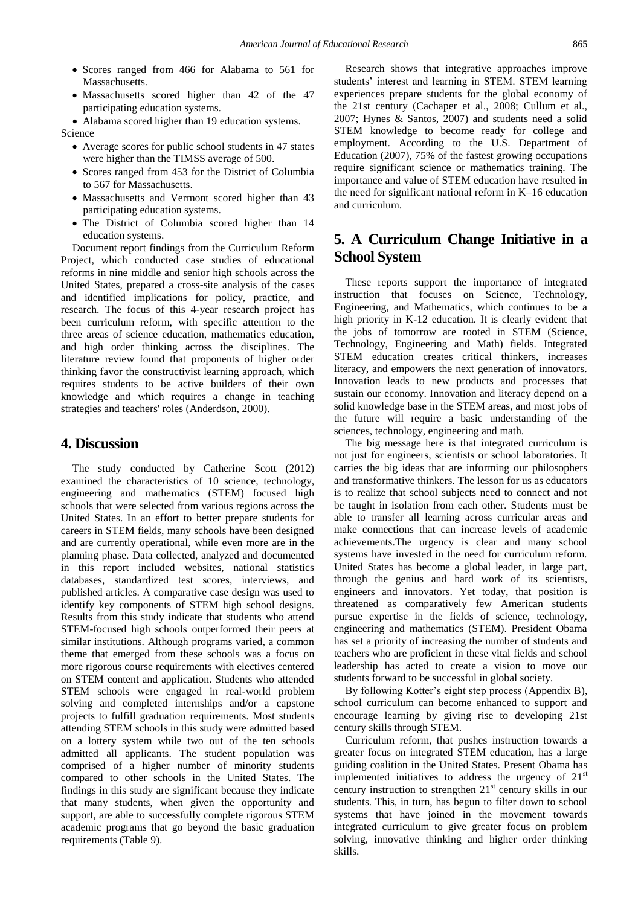- Scores ranged from 466 for Alabama to 561 for Massachusetts.
- Massachusetts scored higher than 42 of the 47 participating education systems.
- Alabama scored higher than 19 education systems.

Science

- Average scores for public school students in 47 states were higher than the TIMSS average of 500.
- Scores ranged from 453 for the District of Columbia to 567 for Massachusetts.
- Massachusetts and Vermont scored higher than 43 participating education systems.
- The District of Columbia scored higher than 14 education systems.

Document report findings from the Curriculum Reform Project, which conducted case studies of educational reforms in nine middle and senior high schools across the United States, prepared a cross-site analysis of the cases and identified implications for policy, practice, and research. The focus of this 4-year research project has been curriculum reform, with specific attention to the three areas of science education, mathematics education, and high order thinking across the disciplines. The literature review found that proponents of higher order thinking favor the constructivist learning approach, which requires students to be active builders of their own knowledge and which requires a change in teaching strategies and teachers' roles (Anderdson, 2000).

## 4. Discussion

The study conducted by Catherine Scott (2012) examined the characteristics of 10 science, technology, engineering and mathematics (STEM) focused high schools that were selected from various regions across the United States. In an effort to better prepare students for careers in STEM fields, many schools have been designed and are currently operational, while even more are in the planning phase. Data collected, analyzed and documented in this report included websites, national statistics databases, standardized test scores, interviews, and published articles. A comparative case design was used to identify key components of STEM high school designs. Results from this study indicate that students who attend STEM-focused high schools outperformed their peers at similar institutions. Although programs varied, a common theme that emerged from these schools was a focus on more rigorous course requirements with electives centered on STEM content and application. Students who attended STEM schools were engaged in real-world problem solving and completed internships and/or a capstone projects to fulfill graduation requirements. Most students attending STEM schools in this study were admitted based on a lottery system while two out of the ten schools admitted all applicants. The student population was comprised of a higher number of minority students compared to other schools in the United States. The findings in this study are significant because they indicate that many students, when given the opportunity and support, are able to successfully complete rigorous STEM academic programs that go beyond the basic graduation requirements (Table 9).

Research shows that integrative approaches improve students' interest and learning in STEM. STEM learning experiences prepare students for the global economy of the 21st century (Cachaper et al., 2008; Cullum et al., 2007; Hynes & Santos, 2007) and students need a solid STEM knowledge to become ready for college and employment. According to the U.S. Department of Education (2007), 75% of the fastest growing occupations require significant science or mathematics training. The importance and value of STEM education have resulted in the need for significant national reform in K–16 education and curriculum.

## 5. A Curriculum Change Initiative in a School System

These reports support the importance of integrated instruction that focuses on Science, Technology, Engineering, and Mathematics, which continues to be a high priority in K-12 education. It is clearly evident that the jobs of tomorrow are rooted in STEM (Science, Technology, Engineering and Math) fields. Integrated STEM education creates critical thinkers, increases literacy, and empowers the next generation of innovators. Innovation leads to new products and processes that sustain our economy. Innovation and literacy depend on a solid knowledge base in the STEM areas, and most jobs of the future will require a basic understanding of the sciences, technology, engineering and math.

The big message here is that integrated curriculum is not just for engineers, scientists or school laboratories. It carries the big ideas that are informing our philosophers and transformative thinkers. The lesson for us as educators is to realize that school subjects need to connect and not be taught in isolation from each other. Students must be able to transfer all learning across curricular areas and make connections that can increase levels of academic achievements.The urgency is clear and many school systems have invested in the need for curriculum reform. United States has become a global leader, in large part, through the genius and hard work of its scientists, engineers and innovators. Yet today, that position is threatened as comparatively few American students pursue expertise in the fields of science, technology, engineering and mathematics (STEM). President Obama has set a priority of increasing the number of students and teachers who are proficient in these vital fields and school leadership has acted to create a vision to move our students forward to be successful in global society.

By following Kotter's eight step process (Appendix B), school curriculum can become enhanced to support and encourage learning by giving rise to developing 21st century skills through STEM.

Curriculum reform, that pushes instruction towards a greater focus on integrated STEM education, has a large guiding coalition in the United States. Present Obama has implemented initiatives to address the urgency of 21st century instruction to strengthen 21st century skills in our students. This, in turn, has begun to filter down to school systems that have joined in the movement towards integrated curriculum to give greater focus on problem solving, innovative thinking and higher order thinking skills.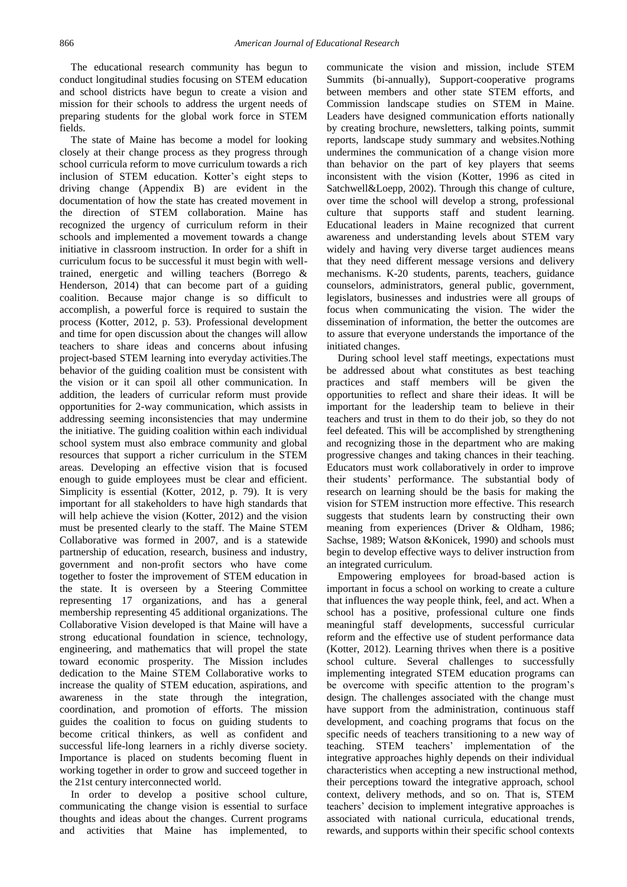The educational research community has begun to conduct longitudinal studies focusing on STEM education and school districts have begun to create a vision and mission for their schools to address the urgent needs of preparing students for the global work force in STEM fields.

The state of Maine has become a model for looking closely at their change process as they progress through school curricula reform to move curriculum towards a rich inclusion of STEM education. Kotter's eight steps to driving change (Appendix B) are evident in the documentation of how the state has created movement in the direction of STEM collaboration. Maine has recognized the urgency of curriculum reform in their schools and implemented a movement towards a change initiative in classroom instruction. In order for a shift in curriculum focus to be successful it must begin with well-trained, energetic and willing teachers (Borrego & Henderson, 2014) that can become part of a guiding coalition. Because major change is so difficult to accomplish, a powerful force is required to sustain the process (Kotter, 2012, p. 53). Professional development and time for open discussion about the changes will allow teachers to share ideas and concerns about infusing project-based STEM learning into everyday activities.The behavior of the guiding coalition must be consistent with the vision or it can spoil all other communication. In addition, the leaders of curricular reform must provide opportunities for 2-way communication, which assists in addressing seeming inconsistencies that may undermine the initiative. The guiding coalition within each individual school system must also embrace community and global resources that support a richer curriculum in the STEM areas. Developing an effective vision that is focused enough to guide employees must be clear and efficient. Simplicity is essential (Kotter, 2012, p. 79). It is very important for all stakeholders to have high standards that will help achieve the vision (Kotter, 2012) and the vision must be presented clearly to the staff. The Maine STEM Collaborative was formed in 2007, and is a statewide partnership of education, research, business and industry, government and non-profit sectors who have come together to foster the improvement of STEM education in the state. It is overseen by a Steering Committee representing 17 organizations, and has a general membership representing 45 additional organizations. The Collaborative Vision developed is that Maine will have a strong educational foundation in science, technology, engineering, and mathematics that will propel the state toward economic prosperity. The Mission includes dedication to the Maine STEM Collaborative works to increase the quality of STEM education, aspirations, and awareness in the state through the integration, coordination, and promotion of efforts. The mission guides the coalition to focus on guiding students to become critical thinkers, as well as confident and successful life-long learners in a richly diverse society. Importance is placed on students becoming fluent in working together in order to grow and succeed together in the 21st century interconnected world.

In order to develop a positive school culture, communicating the change vision is essential to surface thoughts and ideas about the changes. Current programs and activities that Maine has implemented, to communicate the vision and mission, include STEM Summits (bi-annually), Support-cooperative programs between members and other state STEM efforts, and Commission landscape studies on STEM in Maine. Leaders have designed communication efforts nationally by creating brochure, newsletters, talking points, summit reports, landscape study summary and websites.Nothing undermines the communication of a change vision more than behavior on the part of key players that seems inconsistent with the vision (Kotter, 1996 as cited in Satchwell&Loepp, 2002). Through this change of culture, over time the school will develop a strong, professional culture that supports staff and student learning. Educational leaders in Maine recognized that current awareness and understanding levels about STEM vary widely and having very diverse target audiences means that they need different message versions and delivery mechanisms. K-20 students, parents, teachers, guidance counselors, administrators, general public, government, legislators, businesses and industries were all groups of focus when communicating the vision. The wider the dissemination of information, the better the outcomes are to assure that everyone understands the importance of the initiated changes.

During school level staff meetings, expectations must be addressed about what constitutes as best teaching practices and staff members will be given the opportunities to reflect and share their ideas. It will be important for the leadership team to believe in their teachers and trust in them to do their job, so they do not feel defeated. This will be accomplished by strengthening and recognizing those in the department who are making progressive changes and taking chances in their teaching. Educators must work collaboratively in order to improve their students' performance. The substantial body of research on learning should be the basis for making the vision for STEM instruction more effective. This research suggests that students learn by constructing their own meaning from experiences (Driver & Oldham, 1986; Sachse, 1989; Watson &Konicek, 1990) and schools must begin to develop effective ways to deliver instruction from an integrated curriculum.

Empowering employees for broad-based action is important in focus a school on working to create a culture that influences the way people think, feel, and act. When a school has a positive, professional culture one finds meaningful staff developments, successful curricular reform and the effective use of student performance data (Kotter, 2012). Learning thrives when there is a positive school culture. Several challenges to successfully implementing integrated STEM education programs can be overcome with specific attention to the program's design. The challenges associated with the change must have support from the administration, continuous staff development, and coaching programs that focus on the specific needs of teachers transitioning to a new way of teaching. STEM teachers' implementation of the integrative approaches highly depends on their individual characteristics when accepting a new instructional method, their perceptions toward the integrative approach, school context, delivery methods, and so on. That is, STEM teachers' decision to implement integrative approaches is associated with national curricula, educational trends, rewards, and supports within their specific school contexts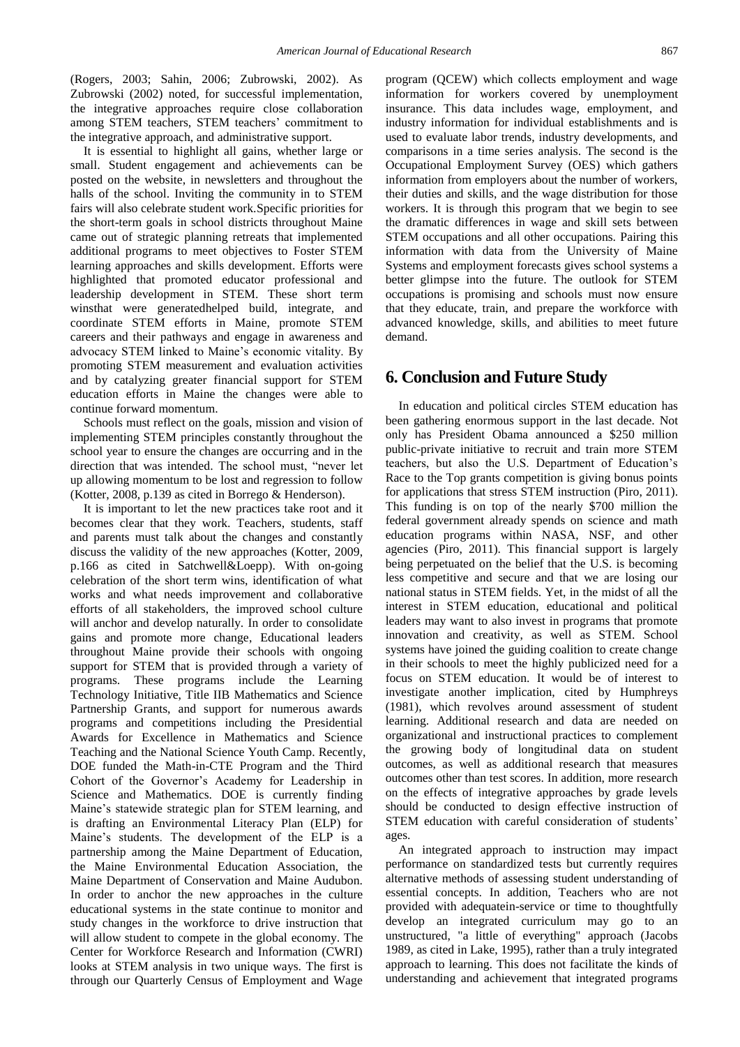(Rogers, 2003; Sahin, 2006; Zubrowski, 2002). As Zubrowski (2002) noted, for successful implementation, the integrative approaches require close collaboration among STEM teachers, STEM teachers' commitment to the integrative approach, and administrative support.

It is essential to highlight all gains, whether large or small. Student engagement and achievements can be posted on the website, in newsletters and throughout the halls of the school. Inviting the community in to STEM fairs will also celebrate student work.Specific priorities for the short-term goals in school districts throughout Maine came out of strategic planning retreats that implemented additional programs to meet objectives to Foster STEM learning approaches and skills development. Efforts were highlighted that promoted educator professional and leadership development in STEM. These short term winsthat were generatedhelped build, integrate, and coordinate STEM efforts in Maine, promote STEM careers and their pathways and engage in awareness and advocacy STEM linked to Maine's economic vitality. By promoting STEM measurement and evaluation activities and by catalyzing greater financial support for STEM education efforts in Maine the changes were able to continue forward momentum.

Schools must reflect on the goals, mission and vision of implementing STEM principles constantly throughout the school year to ensure the changes are occurring and in the direction that was intended. The school must, "never let up allowing momentum to be lost and regression to follow (Kotter, 2008, p.139 as cited in Borrego & Henderson).

It is important to let the new practices take root and it becomes clear that they work. Teachers, students, staff and parents must talk about the changes and constantly discuss the validity of the new approaches (Kotter, 2009, p.166 as cited in Satchwell&Loepp). With on-going celebration of the short term wins, identification of what works and what needs improvement and collaborative efforts of all stakeholders, the improved school culture will anchor and develop naturally. In order to consolidate gains and promote more change, Educational leaders throughout Maine provide their schools with ongoing support for STEM that is provided through a variety of programs. These programs include the Learning Technology Initiative, Title IIB Mathematics and Science Partnership Grants, and support for numerous awards programs and competitions including the Presidential Awards for Excellence in Mathematics and Science Teaching and the National Science Youth Camp. Recently, DOE funded the Math-in-CTE Program and the Third Cohort of the Governor's Academy for Leadership in Science and Mathematics. DOE is currently finding Maine's statewide strategic plan for STEM learning, and is drafting an Environmental Literacy Plan (ELP) for Maine's students. The development of the ELP is a partnership among the Maine Department of Education, the Maine Environmental Education Association, the Maine Department of Conservation and Maine Audubon. In order to anchor the new approaches in the culture educational systems in the state continue to monitor and study changes in the workforce to drive instruction that will allow student to compete in the global economy. The Center for Workforce Research and Information (CWRI) looks at STEM analysis in two unique ways. The first is through our Quarterly Census of Employment and Wage program (QCEW) which collects employment and wage information for workers covered by unemployment insurance. This data includes wage, employment, and industry information for individual establishments and is used to evaluate labor trends, industry developments, and comparisons in a time series analysis. The second is the Occupational Employment Survey (OES) which gathers information from employers about the number of workers, their duties and skills, and the wage distribution for those workers. It is through this program that we begin to see the dramatic differences in wage and skill sets between STEM occupations and all other occupations. Pairing this information with data from the University of Maine Systems and employment forecasts gives school systems a better glimpse into the future. The outlook for STEM occupations is promising and schools must now ensure that they educate, train, and prepare the workforce with advanced knowledge, skills, and abilities to meet future demand.

## 6. Conclusion and Future Study

In education and political circles STEM education has been gathering enormous support in the last decade. Not only has President Obama announced a $250 million public-private initiative to recruit and train more STEM teachers, but also the U.S. Department of Education's Race to the Top grants competition is giving bonus points for applications that stress STEM instruction (Piro, 2011). This funding is on top of the nearly $700 million the federal government already spends on science and math education programs within NASA, NSF, and other agencies (Piro, 2011). This financial support is largely being perpetuated on the belief that the U.S. is becoming less competitive and secure and that we are losing our national status in STEM fields. Yet, in the midst of all the interest in STEM education, educational and political leaders may want to also invest in programs that promote innovation and creativity, as well as STEM. School systems have joined the guiding coalition to create change in their schools to meet the highly publicized need for a focus on STEM education. It would be of interest to investigate another implication, cited by Humphreys (1981), which revolves around assessment of student learning. Additional research and data are needed on organizational and instructional practices to complement the growing body of longitudinal data on student outcomes, as well as additional research that measures outcomes other than test scores. In addition, more research on the effects of integrative approaches by grade levels should be conducted to design effective instruction of STEM education with careful consideration of students' ages.

An integrated approach to instruction may impact performance on standardized tests but currently requires alternative methods of assessing student understanding of essential concepts. In addition, Teachers who are not provided with adequatein-service or time to thoughtfully develop an integrated curriculum may go to an unstructured, "a little of everything" approach (Jacobs 1989, as cited in Lake, 1995), rather than a truly integrated approach to learning. This does not facilitate the kinds of understanding and achievement that integrated programs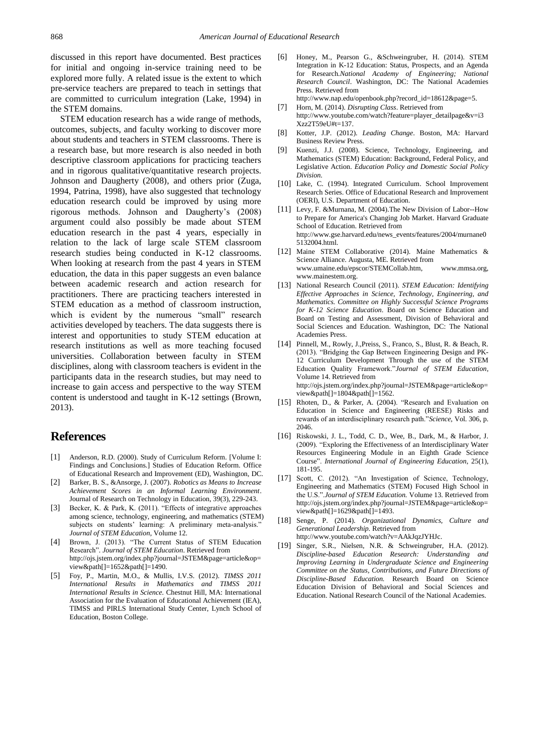discussed in this report have documented. Best practices for initial and ongoing in-service training need to be explored more fully. A related issue is the extent to which pre-service teachers are prepared to teach in settings that are committed to curriculum integration (Lake, 1994) in the STEM domains.

STEM education research has a wide range of methods, outcomes, subjects, and faculty working to discover more about students and teachers in STEM classrooms. There is a research base, but more research is also needed in both descriptive classroom applications for practicing teachers and in rigorous qualitative/quantitative research projects. Johnson and Daugherty (2008), and others prior (Zuga, 1994, Patrina, 1998), have also suggested that technology education research could be improved by using more rigorous methods. Johnson and Daugherty's (2008) argument could also possibly be made about STEM education research in the past 4 years, especially in relation to the lack of large scale STEM classroom research studies being conducted in K-12 classrooms. When looking at research from the past 4 years in STEM education, the data in this paper suggests an even balance between academic research and action research for practitioners. There are practicing teachers interested in STEM education as a method of classroom instruction, which is evident by the numerous "small" research activities developed by teachers. The data suggests there is interest and opportunities to study STEM education at research institutions as well as more teaching focused universities. Collaboration between faculty in STEM disciplines, along with classroom teachers is evident in the participants data in the research studies, but may need to increase to gain access and perspective to the way STEM content is understood and taught in K-12 settings (Brown, 2013).

# References

[1] Anderson, R.D. (2000). Study of Curriculum Reform. [Volume I: Findings and Conclusions.] Studies of Education Reform. Office of Educational Research and Improvement (ED), Washington, DC.

[2] Barker, B. S., &Ansorge, J. (2007). *Robotics as Means to Increase Achievement Scores in an Informal Learning Environment*. Journal of Research on Technology in Education, 39(3), 229-243.

[3] Becker, K. & Park, K. (2011). "Effects of integrative approaches among science, technology, engineering, and mathematics (STEM) subjects on students' learning: A preliminary meta-analysis." *Journal of STEM Education*, Volume 12.

[4] Brown, J. (2013). "The Current Status of STEM Education Research". *Journal of STEM Education*. Retrieved from http://ojs.jstem.org/index.php?journal=JSTEM&page=article&op=view&path[]=1652&path[]=1490.

[5] Foy, P., Martin, M.O., & Mullis, I.V.S. (2012). *TIMSS 2011 International Results in Mathematics and TIMSS 2011 International Results in Science*. Chestnut Hill, MA: International Association for the Evaluation of Educational Achievement (IEA), TIMSS and PIRLS International Study Center, Lynch School of Education, Boston College.

[6] Honey, M., Pearson G., &Schweingruber, H. (2014). STEM Integration in K-12 Education: Status, Prospects, and an Agenda for Research.*National Academy of Engineering; National Research Council*. Washington, DC: The National Academies Press. Retrieved from http://www.nap.edu/openbook.php?record_id=18612&page=5.

[7] Horn, M. (2014). *Disrupting Class*. Retrieved from http://www.youtube.com/watch?feature=player_detailpage&v=i3Xzz2T59eU#t=137.

[8] Kotter, J.P. (2012). *Leading Change*. Boston, MA: Harvard Business Review Press.

[9] Kuenzi, J.J. (2008). Science, Technology, Engineering, and Mathematics (STEM) Education: Background, Federal Policy, and Legislative Action. *Education Policy and Domestic Social Policy Division*.

[10] Lake, C. (1994). Integrated Curriculum. School Improvement Research Series. Office of Educational Research and Improvement (OERI), U.S. Department of Education.

[11] Levy, F. &Murnana, M. (2004).The New Division of Labor--How to Prepare for America's Changing Job Market. Harvard Graduate School of Education. Retrieved from http://www.gse.harvard.edu/news_events/features/2004/murnane05132004.html.

[12] Maine STEM Collaborative (2014). Maine Mathematics & Science Alliance. Augusta, ME. Retrieved from www.umaine.edu/epscor/STEMCollab.htm, www.mmsa.org, www.mainestem.org.

[13] National Research Council (2011). *STEM Education: Identifying Effective Approaches in Science, Technology, Engineering, and Mathematics. Committee on Highly Successful Science Programs for K-12 Science Education*. Board on Science Education and Board on Testing and Assessment, Division of Behavioral and Social Sciences and Education. Washington, DC: The National Academies Press.

[14] Pinnell, M., Rowly, J.,Preiss, S., Franco, S., Blust, R. & Beach, R. (2013). "Bridging the Gap Between Engineering Design and PK-12 Curriculum Development Through the use of the STEM Education Quality Framework."*Journal of STEM Education*, Volume 14. Retrieved from http://ojs.jstem.org/index.php?journal=JSTEM&page=article&op=view&path[]=1804&path[]=1562.

[15] Rhoten, D., & Parker, A. (2004). "Research and Evaluation on Education in Science and Engineering (REESE) Risks and rewards of an interdisciplinary research path."*Science*, Vol. 306, p. 2046.

[16] Riskowski, J. L., Todd, C. D., Wee, B., Dark, M., & Harbor, J. (2009). "Exploring the Effectiveness of an Interdisciplinary Water Resources Engineering Module in an Eighth Grade Science Course". *International Journal of Engineering Education*, 25(1), 181-195.

[17] Scott, C. (2012). "An Investigation of Science, Technology, Engineering and Mathematics (STEM) Focused High School in the U.S.".*Journal of STEM Education.* Volume 13. Retrieved from http://ojs.jstem.org/index.php?journal=JSTEM&page=article&op=view&path[]=1629&path[]=1493.

[18] Senge, P. (2014). *Organizational Dynamics, Culture and Generational Leadership*. Retrieved from http://www.youtube.com/watch?v=AAkJqzJYHJc.

[19] Singer, S.R., Nielsen, N.R. & Schweingruber, H.A. (2012). *Discipline-based Education Research: Understanding and Improving Learning in Undergraduate Science and Engineering Committee on the Status, Contributions, and Future Directions of Discipline-Based Education.* Research Board on Science Education Division of Behavioral and Social Sciences and Education. National Research Council of the National Academies.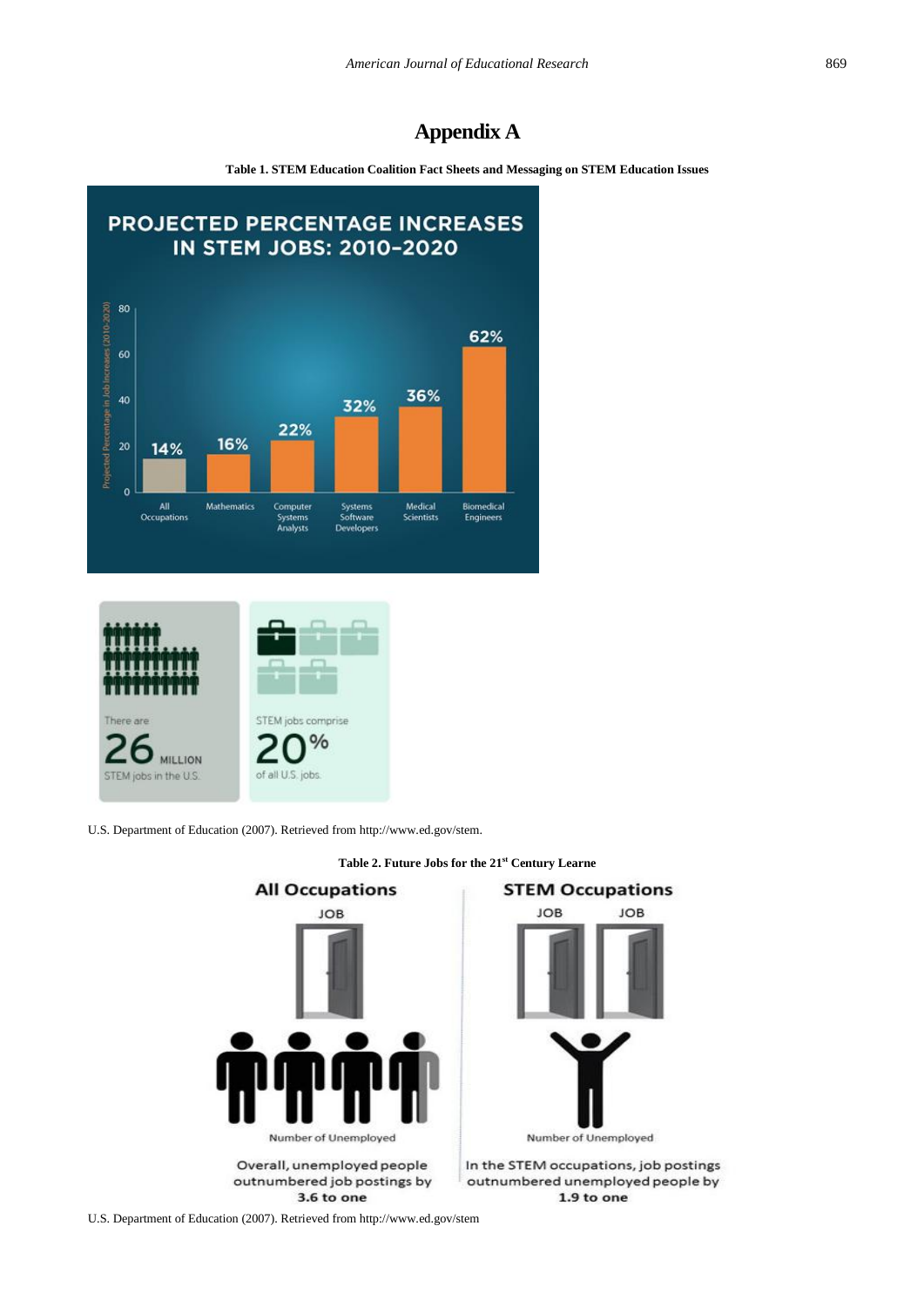# Appendix A

**Table 1. STEM Education Coalition Fact Sheets and Messaging on STEM Education Issues**

**PROJECTED PERCENTAGE INCREASES IN STEM JOBS: 2010–2020**

| Occupation | Projected Percentage in Job Increases (2010-2020) |
|---|---|
| All Occupations | 14% |
| Mathematics | 16% |
| Computer Systems Analysts | 22% |
| Systems Software Developers | 32% |
| Medical Scientists | 36% |
| Biomedical Engineers | 62% |

There are **26** MILLION STEM jobs in the U.S.

STEM jobs comprise **20%** of all U.S. jobs.

U.S. Department of Education (2007). Retrieved from http://www.ed.gov/stem.

**Table 2. Future Jobs for the 21st Century Learne**

| All Occupations | STEM Occupations |
|---|---|
| JOB | JOB JOB |
| Number of Unemployed | Number of Unemployed |
| Overall, unemployed people outnumbered job postings by **3.6 to one** | In the STEM occupations, job postings outnumbered unemployed people by **1.9 to one** |

U.S. Department of Education (2007). Retrieved from http://www.ed.gov/stem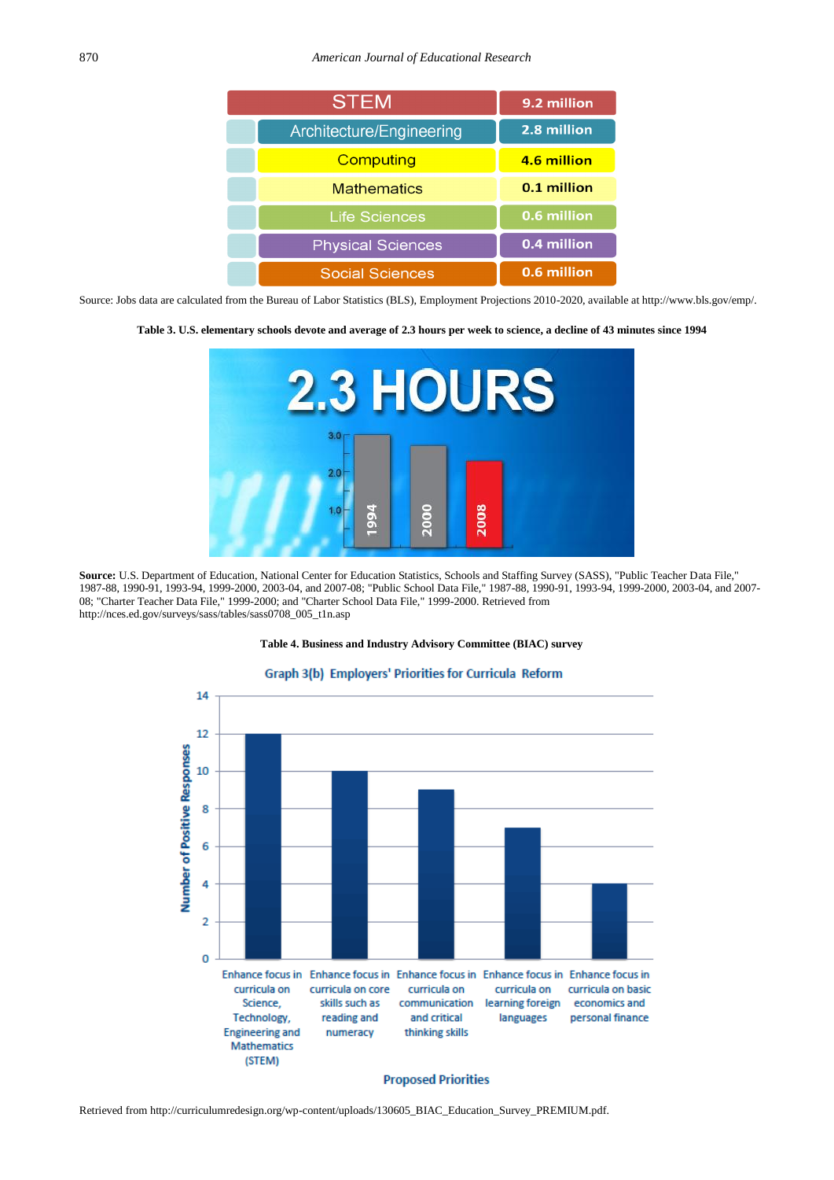| STEM | 9.2 million |
|---|---|
| Architecture/Engineering | 2.8 million |
| Computing | 4.6 million |
| Mathematics | 0.1 million |
| Life Sciences | 0.6 million |
| Physical Sciences | 0.4 million |
| Social Sciences | 0.6 million |

Source: Jobs data are calculated from the Bureau of Labor Statistics (BLS), Employment Projections 2010-2020, available at http://www.bls.gov/emp/.

**Table 3. U.S. elementary schools devote and average of 2.3 hours per week to science, a decline of 43 minutes since 1994**

**Source:** U.S. Department of Education, National Center for Education Statistics, Schools and Staffing Survey (SASS), "Public Teacher Data File," 1987-88, 1990-91, 1993-94, 1999-2000, 2003-04, and 2007-08; "Public School Data File," 1987-88, 1990-91, 1993-94, 1999-2000, 2003-04, and 2007-08; "Charter Teacher Data File," 1999-2000; and "Charter School Data File," 1999-2000. Retrieved from http://nces.ed.gov/surveys/sass/tables/sass0708_005_t1n.asp

**Table 4. Business and Industry Advisory Committee (BIAC) survey**

Retrieved from http://curriculumredesign.org/wp-content/uploads/130605_BIAC_Education_Survey_PREMIUM.pdf.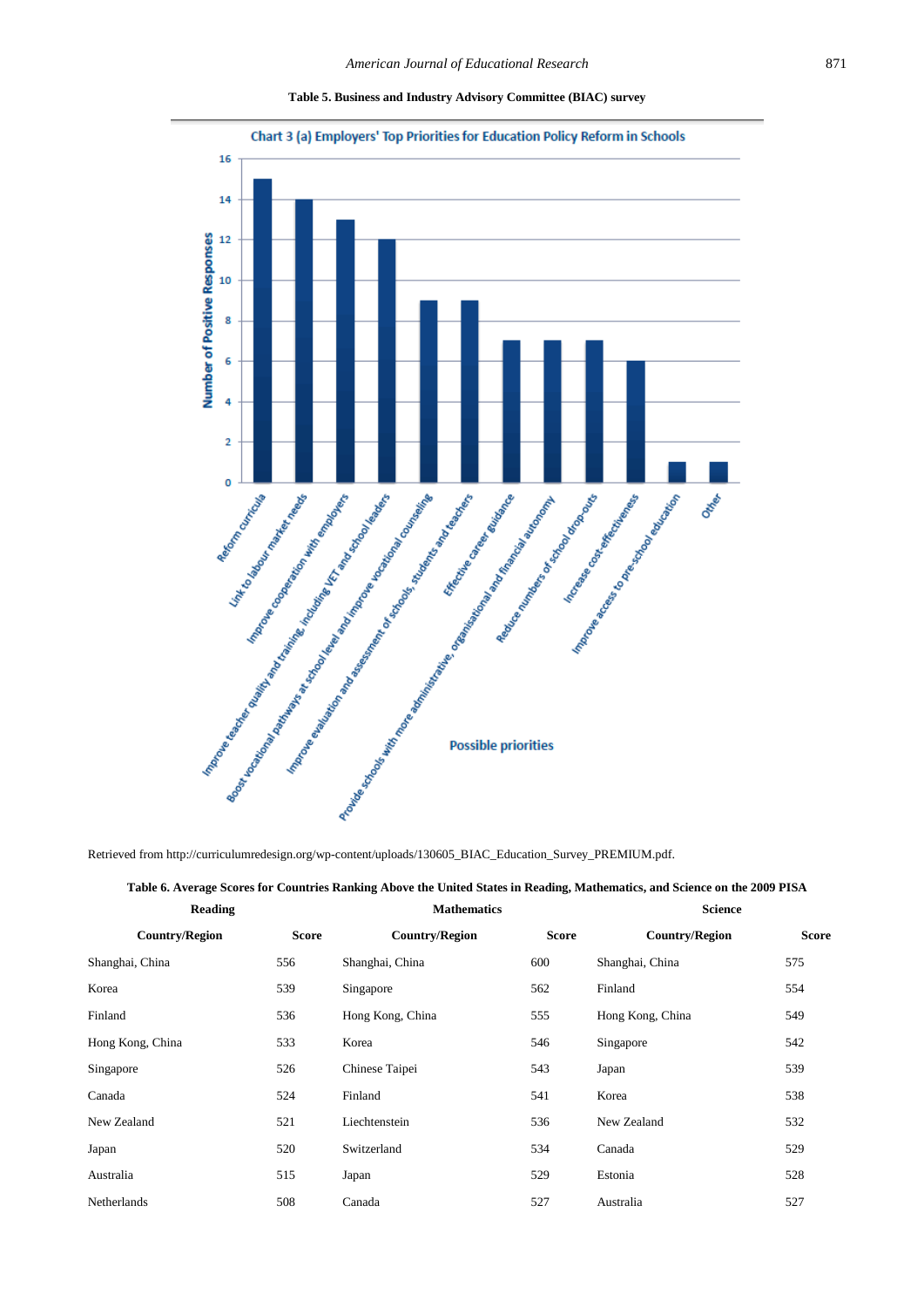**Table 5. Business and Industry Advisory Committee (BIAC) survey**

Chart 3 (a) Employers' Top Priorities for Education Policy Reform in Schools

| Possible priorities | Number of Positive Responses |
|---|---|
| Reform curricula | 15 |
| Link to labour market needs | 14 |
| Improve cooperation with employers | 13 |
| Improve teacher quality and training, including VET and school leaders | 12 |
| Boost vocational pathways at school level and improve vocational counseling | 9 |
| Improve evaluation and assessment of schools, students and teachers | 9 |
| Effective career guidance | 7 |
| Provide schools with more administrative, organisational and financial autonomy | 7 |
| Reduce numbers of school drop-outs | 7 |
| Increase cost-effectiveness | 6 |
| Improve access to pre-school education | 1 |
| Other | 1 |

Retrieved from http://curriculumredesign.org/wp-content/uploads/130605_BIAC_Education_Survey_PREMIUM.pdf.

**Table 6. Average Scores for Countries Ranking Above the United States in Reading, Mathematics, and Science on the 2009 PISA**

| Reading | | Mathematics | | Science | |
|---|---|---|---|---|---|
| **Country/Region** | **Score** | **Country/Region** | **Score** | **Country/Region** | **Score** |
| Shanghai, China | 556 | Shanghai, China | 600 | Shanghai, China | 575 |
| Korea | 539 | Singapore | 562 | Finland | 554 |
| Finland | 536 | Hong Kong, China | 555 | Hong Kong, China | 549 |
| Hong Kong, China | 533 | Korea | 546 | Singapore | 542 |
| Singapore | 526 | Chinese Taipei | 543 | Japan | 539 |
| Canada | 524 | Finland | 541 | Korea | 538 |
| New Zealand | 521 | Liechtenstein | 536 | New Zealand | 532 |
| Japan | 520 | Switzerland | 534 | Canada | 529 |
| Australia | 515 | Japan | 529 | Estonia | 528 |
| Netherlands | 508 | Canada | 527 | Australia | 527 |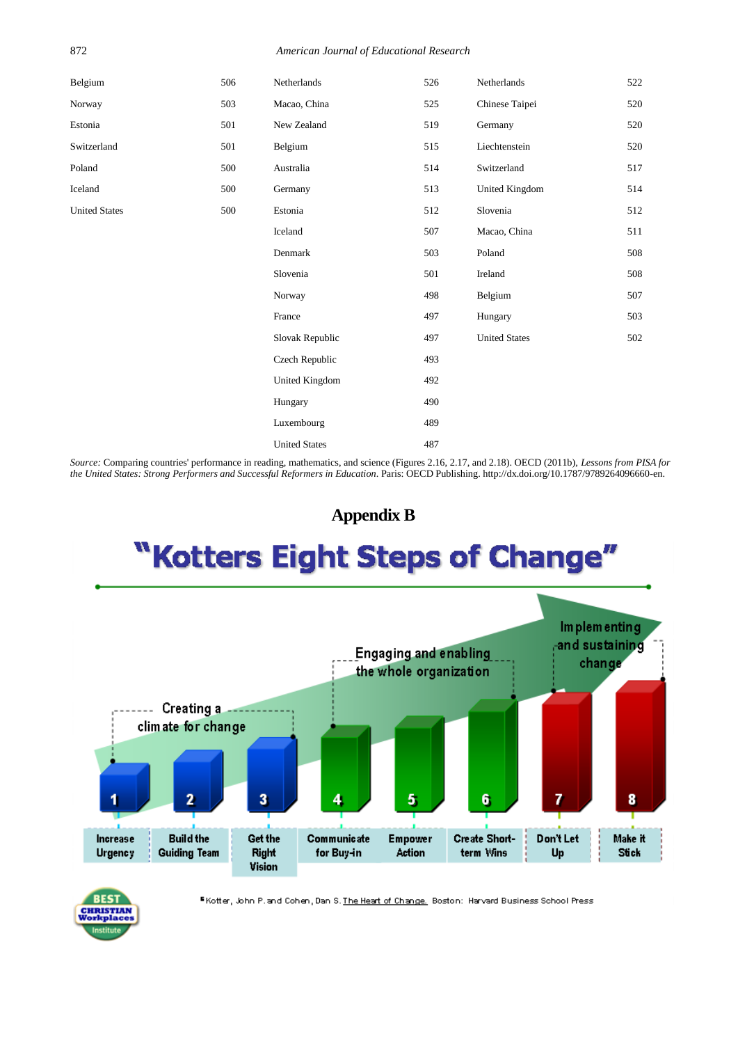| | | | | | |
|---|---|---|---|---|---|
| Belgium | 506 | Netherlands | 526 | Netherlands | 522 |
| Norway | 503 | Macao, China | 525 | Chinese Taipei | 520 |
| Estonia | 501 | New Zealand | 519 | Germany | 520 |
| Switzerland | 501 | Belgium | 515 | Liechtenstein | 520 |
| Poland | 500 | Australia | 514 | Switzerland | 517 |
| Iceland | 500 | Germany | 513 | United Kingdom | 514 |
| United States | 500 | Estonia | 512 | Slovenia | 512 |
| | | Iceland | 507 | Macao, China | 511 |
| | | Denmark | 503 | Poland | 508 |
| | | Slovenia | 501 | Ireland | 508 |
| | | Norway | 498 | Belgium | 507 |
| | | France | 497 | Hungary | 503 |
| | | Slovak Republic | 497 | United States | 502 |
| | | Czech Republic | 493 | | |
| | | United Kingdom | 492 | | |
| | | Hungary | 490 | | |
| | | Luxembourg | 489 | | |
| | | United States | 487 | | |

*Source:* Comparing countries' performance in reading, mathematics, and science (Figures 2.16, 2.17, and 2.18). OECD (2011b), *Lessons from PISA for the United States: Strong Performers and Successful Reformers in Education*. Paris: OECD Publishing. http://dx.doi.org/10.1787/9789264096660-en.

## Appendix B

"Kotters Eight Steps of Change"

Creating a climate for change | Engaging and enabling the whole organization | Implementing and sustaining change

1. Increase Urgency
2. Build the Guiding Team
3. Get the Right Vision
4. Communicate for Buy-in
5. Empower Action
6. Create Short-term Wins
7. Don't Let Up
8. Make it Stick

Kotter, John P. and Cohen, Dan S. The Heart of Change. Boston: Harvard Business School Press

BEST CHRISTIAN Workplaces Institute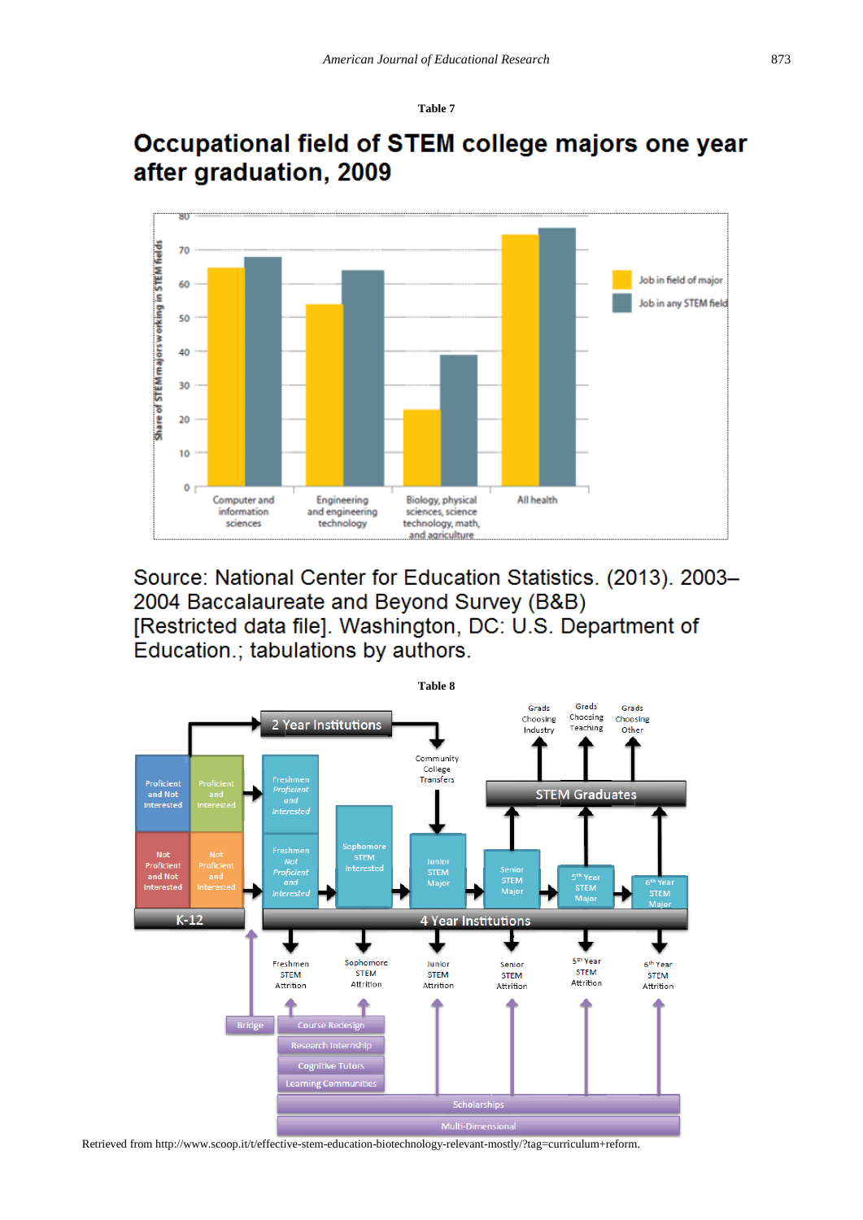**Table 7**

## Occupational field of STEM college majors one year after graduation, 2009

Source: National Center for Education Statistics. (2013). 2003–2004 Baccalaureate and Beyond Survey (B&B) [Restricted data file]. Washington, DC: U.S. Department of Education.; tabulations by authors.

**Table 8**

Retrieved from http://www.scoop.it/t/effective-stem-education-biotechnology-relevant-mostly/?tag=curriculum+reform.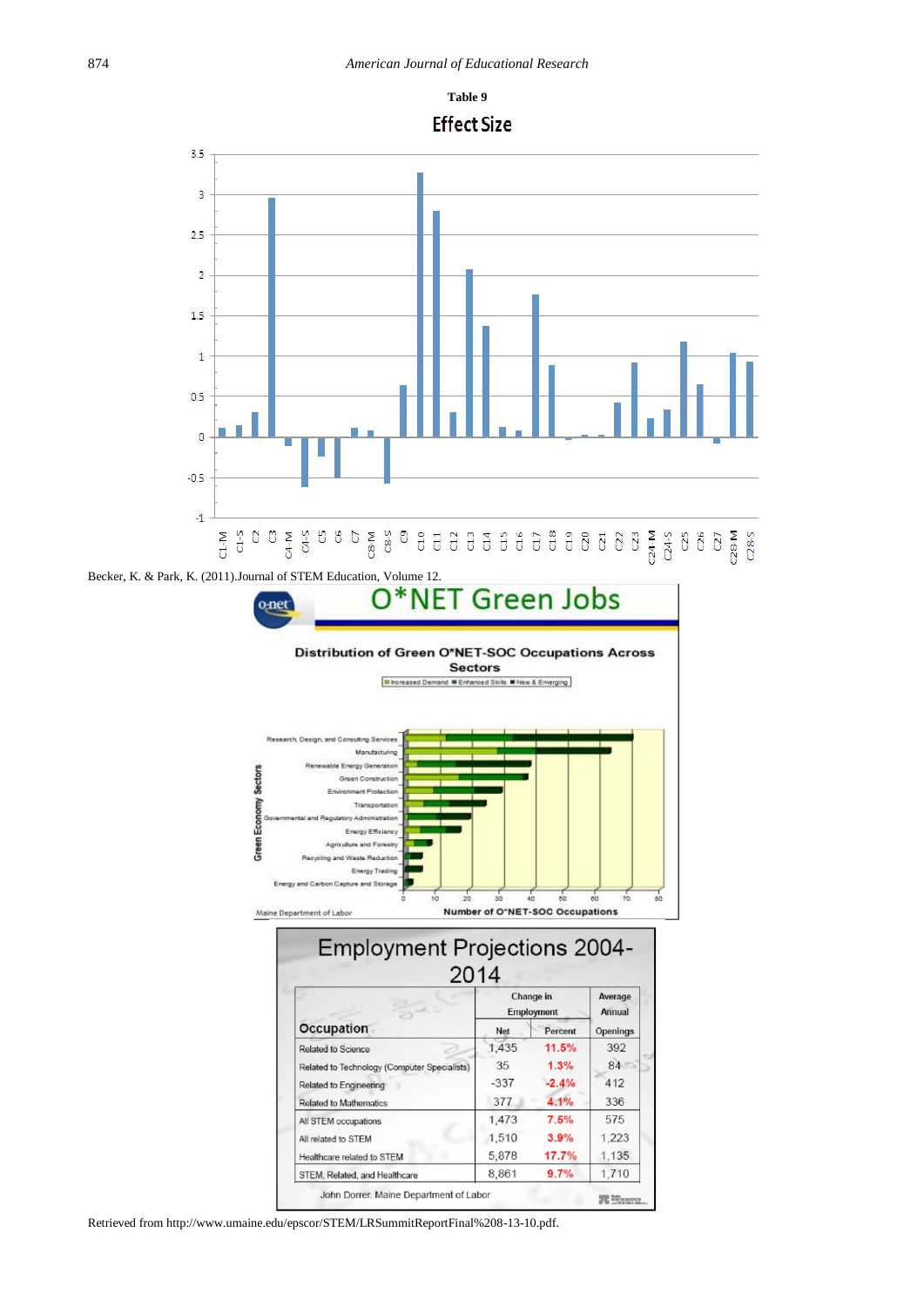**Table 9**

**Effect Size**

Becker, K. & Park, K. (2011).Journal of STEM Education, Volume 12.

**O*NET Green Jobs**

**Distribution of Green O*NET-SOC Occupations Across Sectors**

Maine Department of Labor

**Employment Projections 2004-2014**

| Occupation | Change in Employment | | Average Annual |
|---|---|---|---|
| | Net | Percent | Openings |
| Related to Science | 1,435 | 11.5% | 392 |
| Related to Technology (Computer Specialists) | 35 | 1.3% | 84 |
| Related to Engineering | -337 | -2.4% | 412 |
| Related to Mathematics | 377 | 4.1% | 336 |
| All STEM occupations | 1,473 | 7.5% | 575 |
| All related to STEM | 1,510 | 3.9% | 1,223 |
| Healthcare related to STEM | 5,878 | 17.7% | 1,135 |
| STEM, Related, and Healthcare | 8,861 | 9.7% | 1,710 |

John Dorrer. Maine Department of Labor

Retrieved from http://www.umaine.edu/epscor/STEM/LRSummitReportFinal%208-13-10.pdf.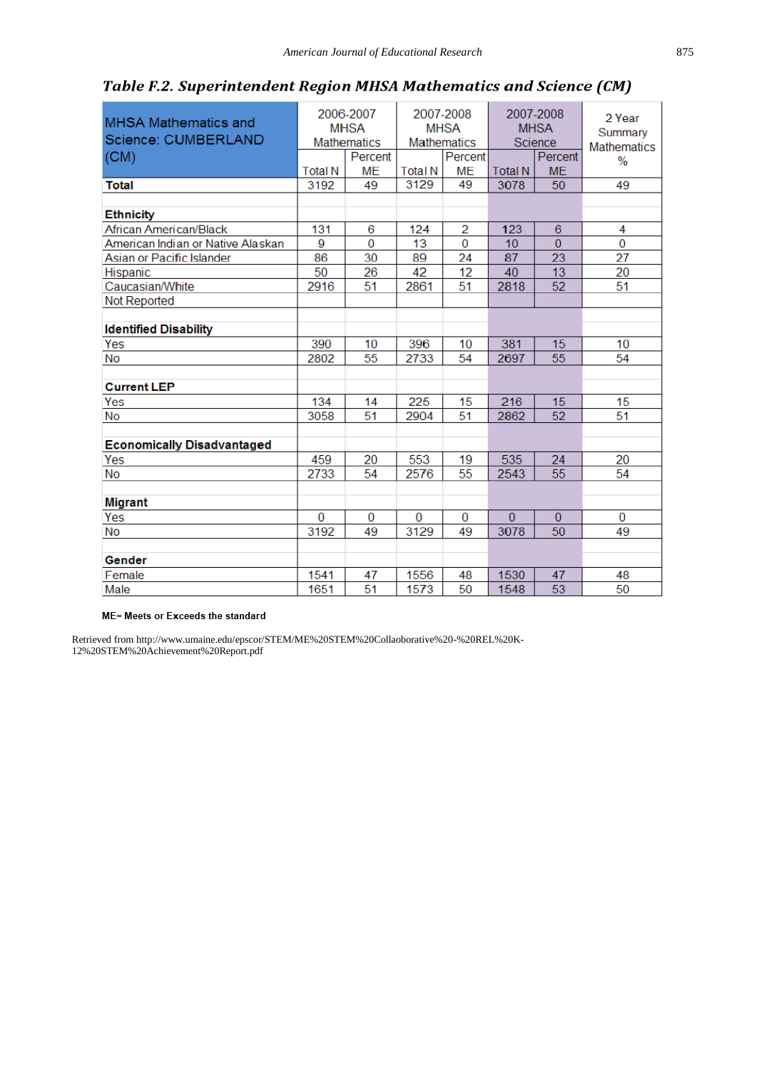*Table F.2. Superintendent Region MHSA Mathematics and Science (CM)*

| MHSA Mathematics and Science: CUMBERLAND (CM) | 2006-2007 MHSA Mathematics | | 2007-2008 MHSA Mathematics | | 2007-2008 MHSA Science | | 2 Year Summary Mathematics % |
|---|---|---|---|---|---|---|---|
| | Total N | Percent ME | Total N | Percent ME | Total N | Percent ME | |
| **Total** | 3192 | 49 | 3129 | 49 | 3078 | 50 | 49 |
| | | | | | | | |
| **Ethnicity** | | | | | | | |
| African American/Black | 131 | 6 | 124 | 2 | 123 | 6 | 4 |
| American Indian or Native Alaskan | 9 | 0 | 13 | 0 | 10 | 0 | 0 |
| Asian or Pacific Islander | 86 | 30 | 89 | 24 | 87 | 23 | 27 |
| Hispanic | 50 | 26 | 42 | 12 | 40 | 13 | 20 |
| Caucasian/White | 2916 | 51 | 2861 | 51 | 2818 | 52 | 51 |
| Not Reported | | | | | | | |
| | | | | | | | |
| **Identified Disability** | | | | | | | |
| Yes | 390 | 10 | 396 | 10 | 381 | 15 | 10 |
| No | 2802 | 55 | 2733 | 54 | 2697 | 55 | 54 |
| | | | | | | | |
| **Current LEP** | | | | | | | |
| Yes | 134 | 14 | 225 | 15 | 216 | 15 | 15 |
| No | 3058 | 51 | 2904 | 51 | 2862 | 52 | 51 |
| | | | | | | | |
| **Economically Disadvantaged** | | | | | | | |
| Yes | 459 | 20 | 553 | 19 | 535 | 24 | 20 |
| No | 2733 | 54 | 2576 | 55 | 2543 | 55 | 54 |
| | | | | | | | |
| **Migrant** | | | | | | | |
| Yes | 0 | 0 | 0 | 0 | 0 | 0 | 0 |
| No | 3192 | 49 | 3129 | 49 | 3078 | 50 | 49 |
| | | | | | | | |
| **Gender** | | | | | | | |
| Female | 1541 | 47 | 1556 | 48 | 1530 | 47 | 48 |
| Male | 1651 | 51 | 1573 | 50 | 1548 | 53 | 50 |

**ME= Meets or Exceeds the standard**

Retrieved from http://www.umaine.edu/epscor/STEM/ME%20STEM%20Collaoborative%20-%20REL%20K-12%20STEM%20Achievement%20Report.pdf